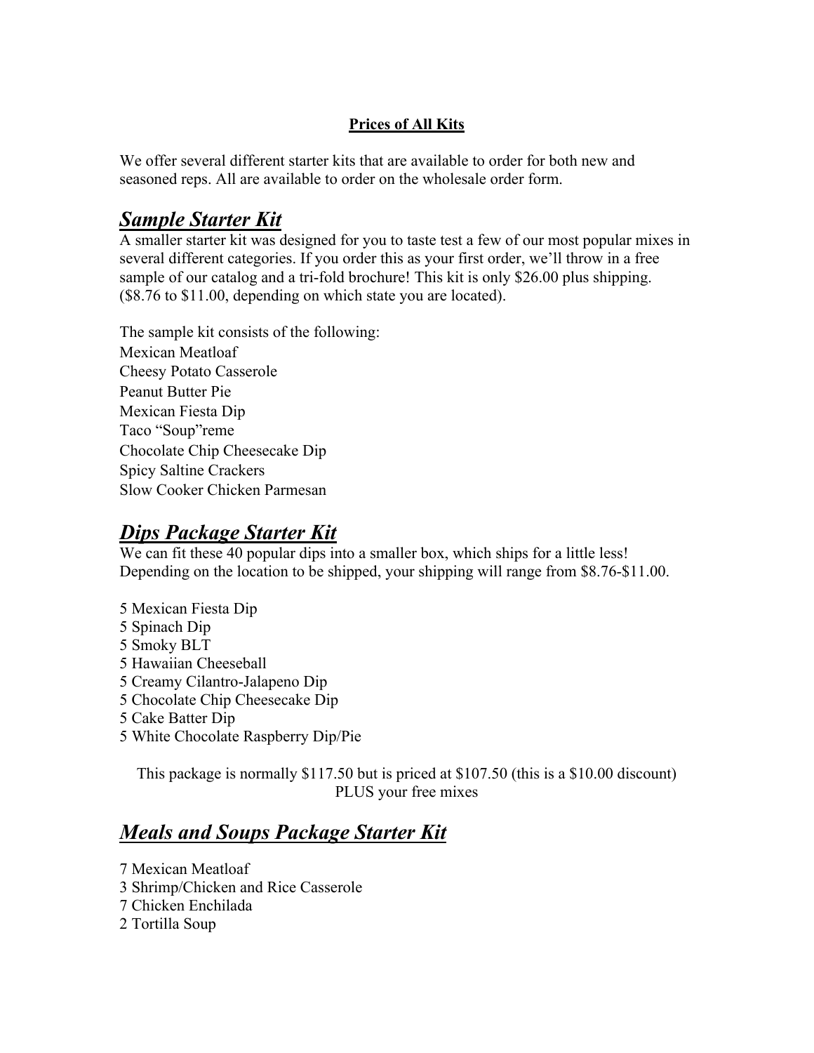**<u>Prices of All Kits</u>**

We offer several different starter kits that are available to order for both new and seasoned reps. All are available to order on the wholesale order form.

## ***<u>Sample Starter Kit</u>***

A smaller starter kit was designed for you to taste test a few of our most popular mixes in several different categories. If you order this as your first order, we'll throw in a free sample of our catalog and a tri-fold brochure! This kit is only $26.00 plus shipping. ($8.76 to $11.00, depending on which state you are located).

The sample kit consists of the following:
Mexican Meatloaf
Cheesy Potato Casserole
Peanut Butter Pie
Mexican Fiesta Dip
Taco "Soup"reme
Chocolate Chip Cheesecake Dip
Spicy Saltine Crackers
Slow Cooker Chicken Parmesan

## ***<u>Dips Package Starter Kit</u>***

We can fit these 40 popular dips into a smaller box, which ships for a little less! Depending on the location to be shipped, your shipping will range from $8.76-$11.00.

5 Mexican Fiesta Dip
5 Spinach Dip
5 Smoky BLT
5 Hawaiian Cheeseball
5 Creamy Cilantro-Jalapeno Dip
5 Chocolate Chip Cheesecake Dip
5 Cake Batter Dip
5 White Chocolate Raspberry Dip/Pie

This package is normally $117.50 but is priced at $107.50 (this is a $10.00 discount) PLUS your free mixes

## ***<u>Meals and Soups Package Starter Kit</u>***

7 Mexican Meatloaf
3 Shrimp/Chicken and Rice Casserole
7 Chicken Enchilada
2 Tortilla Soup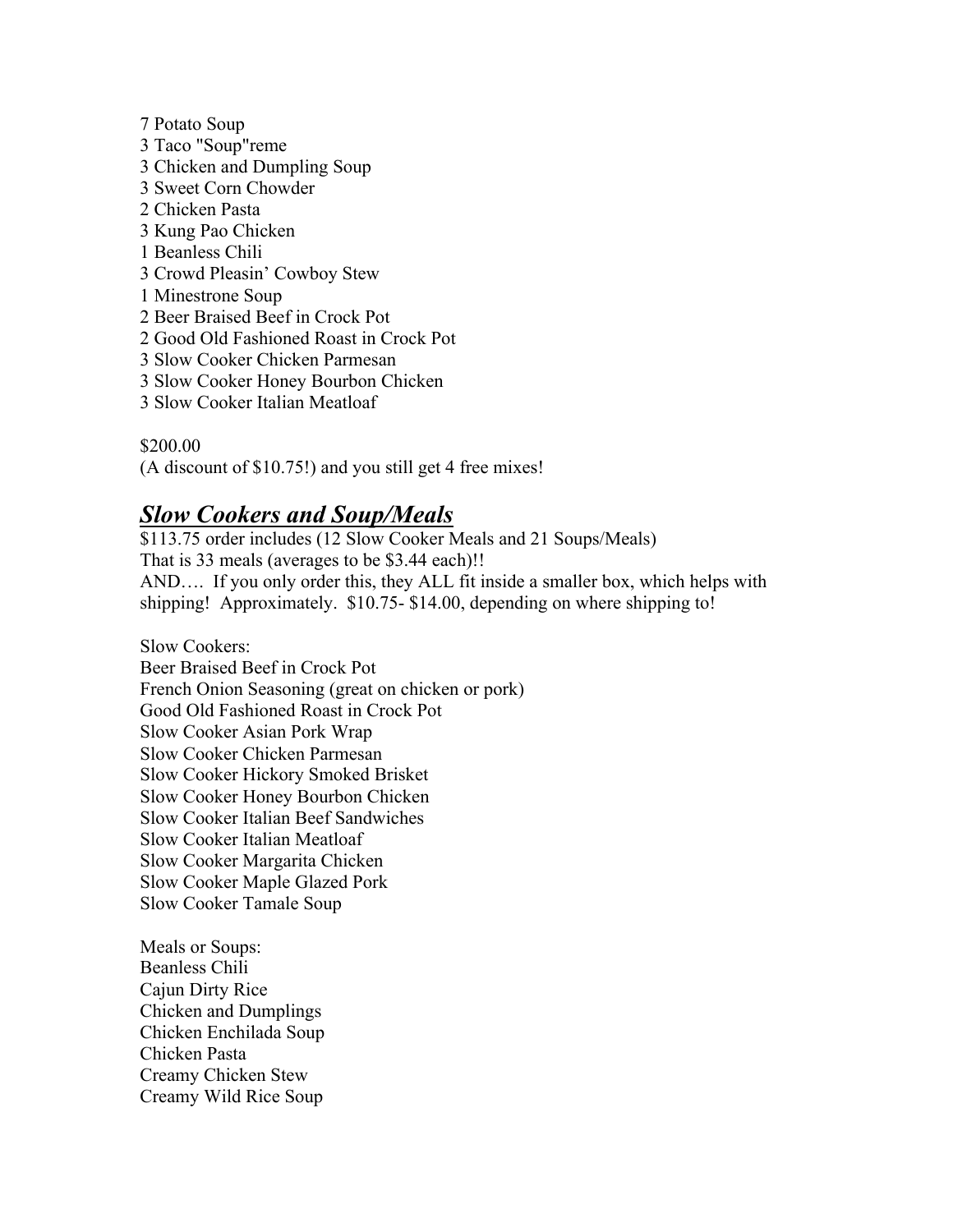7 Potato Soup
3 Taco "Soup"reme
3 Chicken and Dumpling Soup
3 Sweet Corn Chowder
2 Chicken Pasta
3 Kung Pao Chicken
1 Beanless Chili
3 Crowd Pleasin' Cowboy Stew
1 Minestrone Soup
2 Beer Braised Beef in Crock Pot
2 Good Old Fashioned Roast in Crock Pot
3 Slow Cooker Chicken Parmesan
3 Slow Cooker Honey Bourbon Chicken
3 Slow Cooker Italian Meatloaf

$200.00
(A discount of $10.75!) and you still get 4 free mixes!

## ***<u>Slow Cookers and Soup/Meals</u>***

$113.75 order includes (12 Slow Cooker Meals and 21 Soups/Meals)
That is 33 meals (averages to be $3.44 each)!!
AND…. If you only order this, they ALL fit inside a smaller box, which helps with shipping! Approximately. $10.75- $14.00, depending on where shipping to!

Slow Cookers:
Beer Braised Beef in Crock Pot
French Onion Seasoning (great on chicken or pork)
Good Old Fashioned Roast in Crock Pot
Slow Cooker Asian Pork Wrap
Slow Cooker Chicken Parmesan
Slow Cooker Hickory Smoked Brisket
Slow Cooker Honey Bourbon Chicken
Slow Cooker Italian Beef Sandwiches
Slow Cooker Italian Meatloaf
Slow Cooker Margarita Chicken
Slow Cooker Maple Glazed Pork
Slow Cooker Tamale Soup

Meals or Soups:
Beanless Chili
Cajun Dirty Rice
Chicken and Dumplings
Chicken Enchilada Soup
Chicken Pasta
Creamy Chicken Stew
Creamy Wild Rice Soup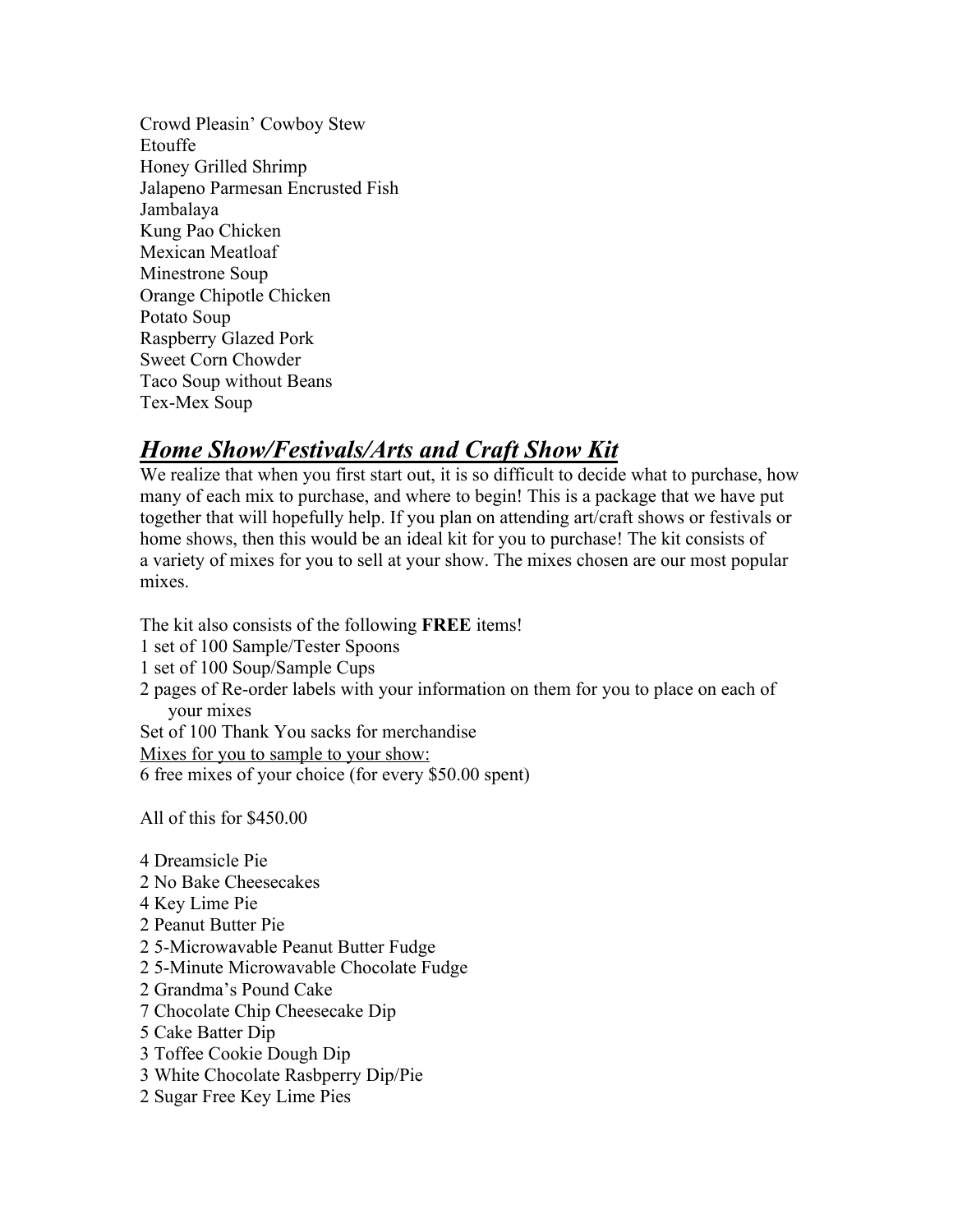Crowd Pleasin' Cowboy Stew
Etouffe
Honey Grilled Shrimp
Jalapeno Parmesan Encrusted Fish
Jambalaya
Kung Pao Chicken
Mexican Meatloaf
Minestrone Soup
Orange Chipotle Chicken
Potato Soup
Raspberry Glazed Pork
Sweet Corn Chowder
Taco Soup without Beans
Tex-Mex Soup

## ***Home Show/Festivals/Arts and Craft Show Kit***

We realize that when you first start out, it is so difficult to decide what to purchase, how many of each mix to purchase, and where to begin! This is a package that we have put together that will hopefully help. If you plan on attending art/craft shows or festivals or home shows, then this would be an ideal kit for you to purchase! The kit consists of a variety of mixes for you to sell at your show. The mixes chosen are our most popular mixes.

The kit also consists of the following **FREE** items!
1 set of 100 Sample/Tester Spoons
1 set of 100 Soup/Sample Cups
2 pages of Re-order labels with your information on them for you to place on each of your mixes
Set of 100 Thank You sacks for merchandise
<u>Mixes for you to sample to your show:</u>
6 free mixes of your choice (for every $50.00 spent)

All of this for $450.00

4 Dreamsicle Pie
2 No Bake Cheesecakes
4 Key Lime Pie
2 Peanut Butter Pie
2 5-Microwavable Peanut Butter Fudge
2 5-Minute Microwavable Chocolate Fudge
2 Grandma's Pound Cake
7 Chocolate Chip Cheesecake Dip
5 Cake Batter Dip
3 Toffee Cookie Dough Dip
3 White Chocolate Rasbperry Dip/Pie
2 Sugar Free Key Lime Pies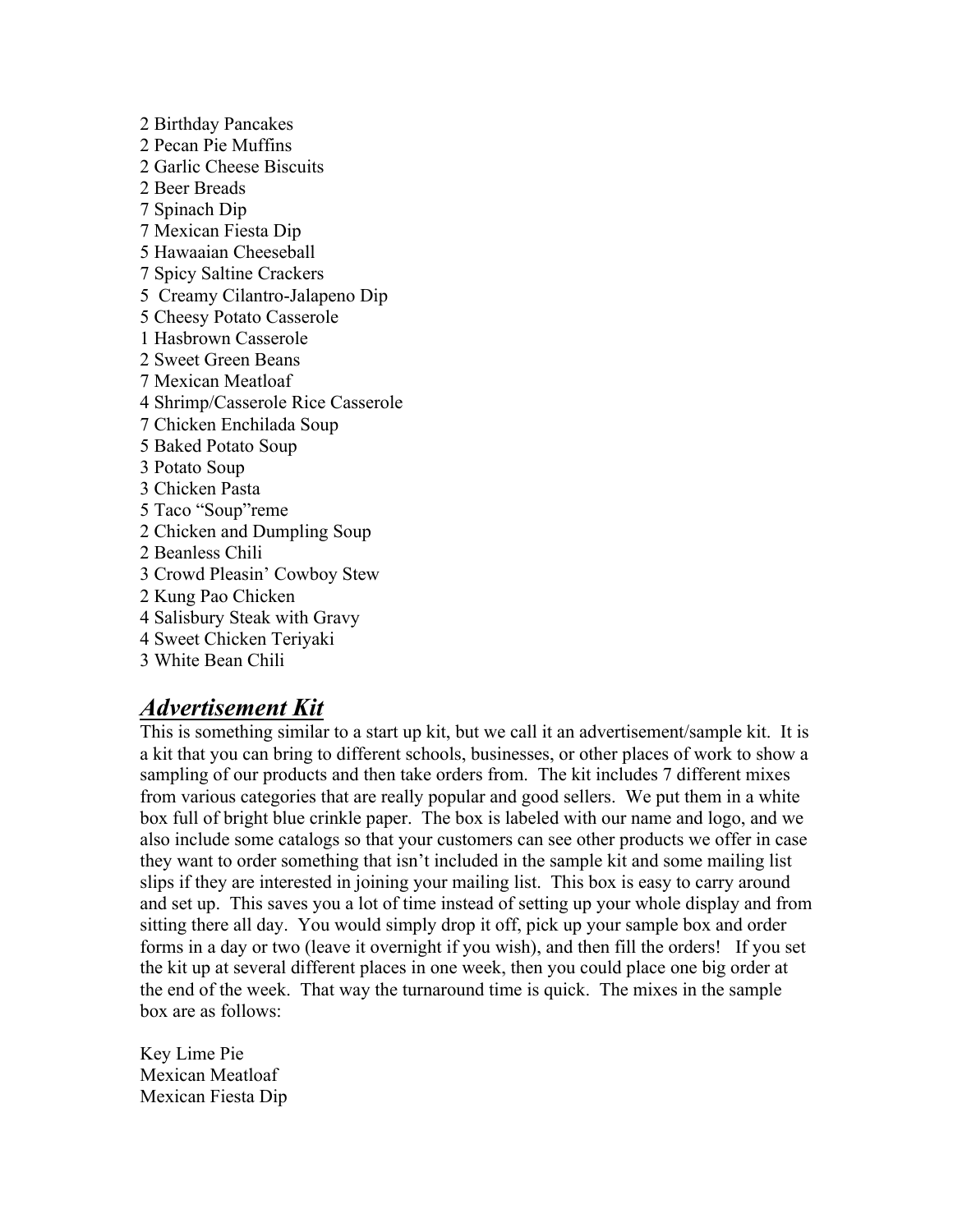2 Birthday Pancakes
2 Pecan Pie Muffins
2 Garlic Cheese Biscuits
2 Beer Breads
7 Spinach Dip
7 Mexican Fiesta Dip
5 Hawaaian Cheeseball
7 Spicy Saltine Crackers
5  Creamy Cilantro-Jalapeno Dip
5 Cheesy Potato Casserole
1 Hasbrown Casserole
2 Sweet Green Beans
7 Mexican Meatloaf
4 Shrimp/Casserole Rice Casserole
7 Chicken Enchilada Soup
5 Baked Potato Soup
3 Potato Soup
3 Chicken Pasta
5 Taco "Soup"reme
2 Chicken and Dumpling Soup
2 Beanless Chili
3 Crowd Pleasin' Cowboy Stew
2 Kung Pao Chicken
4 Salisbury Steak with Gravy
4 Sweet Chicken Teriyaki
3 White Bean Chili

## ***Advertisement Kit***

This is something similar to a start up kit, but we call it an advertisement/sample kit. It is a kit that you can bring to different schools, businesses, or other places of work to show a sampling of our products and then take orders from. The kit includes 7 different mixes from various categories that are really popular and good sellers. We put them in a white box full of bright blue crinkle paper. The box is labeled with our name and logo, and we also include some catalogs so that your customers can see other products we offer in case they want to order something that isn't included in the sample kit and some mailing list slips if they are interested in joining your mailing list. This box is easy to carry around and set up. This saves you a lot of time instead of setting up your whole display and from sitting there all day. You would simply drop it off, pick up your sample box and order forms in a day or two (leave it overnight if you wish), and then fill the orders! If you set the kit up at several different places in one week, then you could place one big order at the end of the week. That way the turnaround time is quick. The mixes in the sample box are as follows:

Key Lime Pie
Mexican Meatloaf
Mexican Fiesta Dip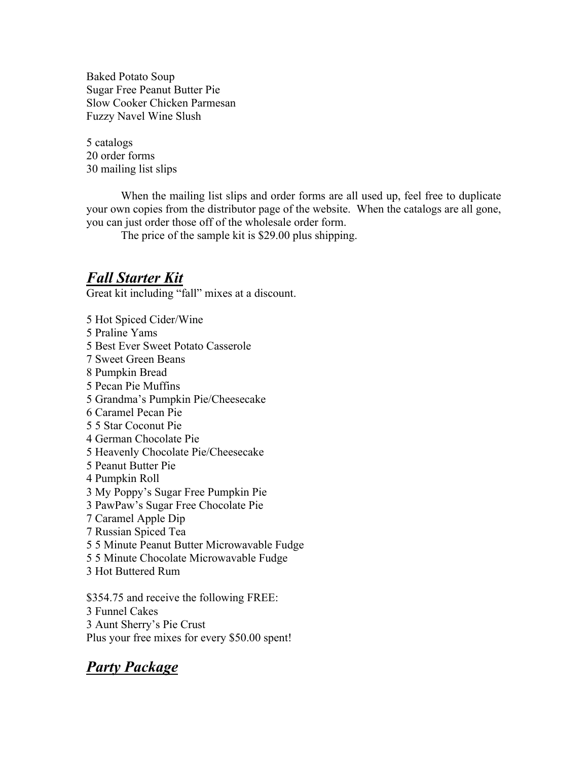Baked Potato Soup
Sugar Free Peanut Butter Pie
Slow Cooker Chicken Parmesan
Fuzzy Navel Wine Slush

5 catalogs
20 order forms
30 mailing list slips

When the mailing list slips and order forms are all used up, feel free to duplicate your own copies from the distributor page of the website. When the catalogs are all gone, you can just order those off of the wholesale order form.

The price of the sample kit is $29.00 plus shipping.

## ***Fall Starter Kit***

Great kit including "fall" mixes at a discount.

5 Hot Spiced Cider/Wine
5 Praline Yams
5 Best Ever Sweet Potato Casserole
7 Sweet Green Beans
8 Pumpkin Bread
5 Pecan Pie Muffins
5 Grandma's Pumpkin Pie/Cheesecake
6 Caramel Pecan Pie
5 5 Star Coconut Pie
4 German Chocolate Pie
5 Heavenly Chocolate Pie/Cheesecake
5 Peanut Butter Pie
4 Pumpkin Roll
3 My Poppy's Sugar Free Pumpkin Pie
3 PawPaw's Sugar Free Chocolate Pie
7 Caramel Apple Dip
7 Russian Spiced Tea
5 5 Minute Peanut Butter Microwavable Fudge
5 5 Minute Chocolate Microwavable Fudge
3 Hot Buttered Rum

$354.75 and receive the following FREE:
3 Funnel Cakes
3 Aunt Sherry's Pie Crust
Plus your free mixes for every $50.00 spent!

## ***Party Package***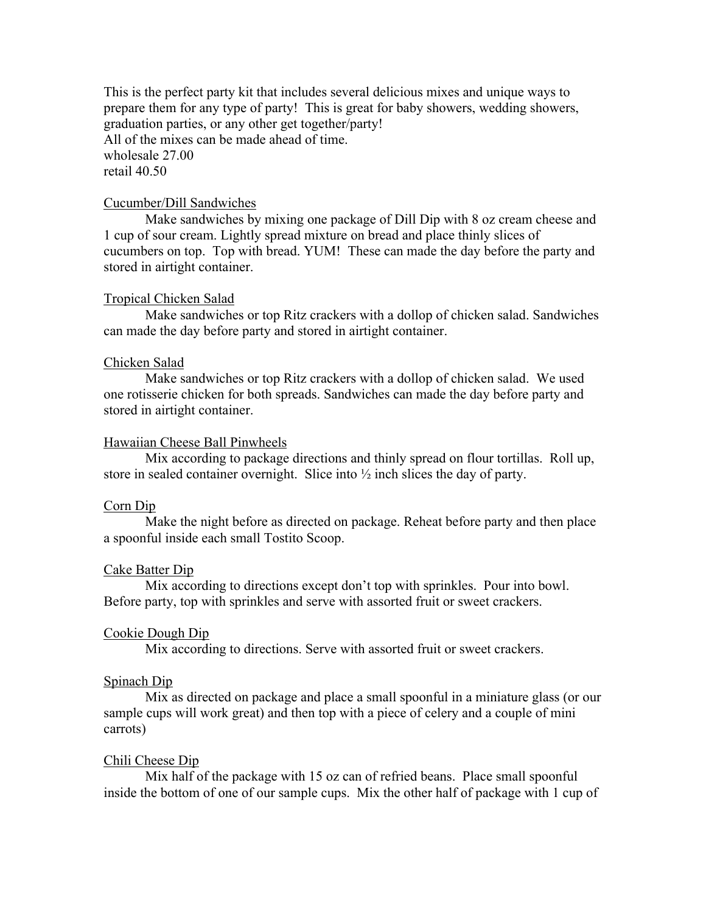This is the perfect party kit that includes several delicious mixes and unique ways to prepare them for any type of party! This is great for baby showers, wedding showers, graduation parties, or any other get together/party!
All of the mixes can be made ahead of time.
wholesale 27.00
retail 40.50

<u>Cucumber/Dill Sandwiches</u>

Make sandwiches by mixing one package of Dill Dip with 8 oz cream cheese and 1 cup of sour cream. Lightly spread mixture on bread and place thinly slices of cucumbers on top. Top with bread. YUM! These can made the day before the party and stored in airtight container.

<u>Tropical Chicken Salad</u>

Make sandwiches or top Ritz crackers with a dollop of chicken salad. Sandwiches can made the day before party and stored in airtight container.

<u>Chicken Salad</u>

Make sandwiches or top Ritz crackers with a dollop of chicken salad. We used one rotisserie chicken for both spreads. Sandwiches can made the day before party and stored in airtight container.

<u>Hawaiian Cheese Ball Pinwheels</u>

Mix according to package directions and thinly spread on flour tortillas. Roll up, store in sealed container overnight. Slice into ½ inch slices the day of party.

<u>Corn Dip</u>

Make the night before as directed on package. Reheat before party and then place a spoonful inside each small Tostito Scoop.

<u>Cake Batter Dip</u>

Mix according to directions except don't top with sprinkles. Pour into bowl. Before party, top with sprinkles and serve with assorted fruit or sweet crackers.

<u>Cookie Dough Dip</u>

Mix according to directions. Serve with assorted fruit or sweet crackers.

<u>Spinach Dip</u>

Mix as directed on package and place a small spoonful in a miniature glass (or our sample cups will work great) and then top with a piece of celery and a couple of mini carrots)

<u>Chili Cheese Dip</u>

Mix half of the package with 15 oz can of refried beans. Place small spoonful inside the bottom of one of our sample cups. Mix the other half of package with 1 cup of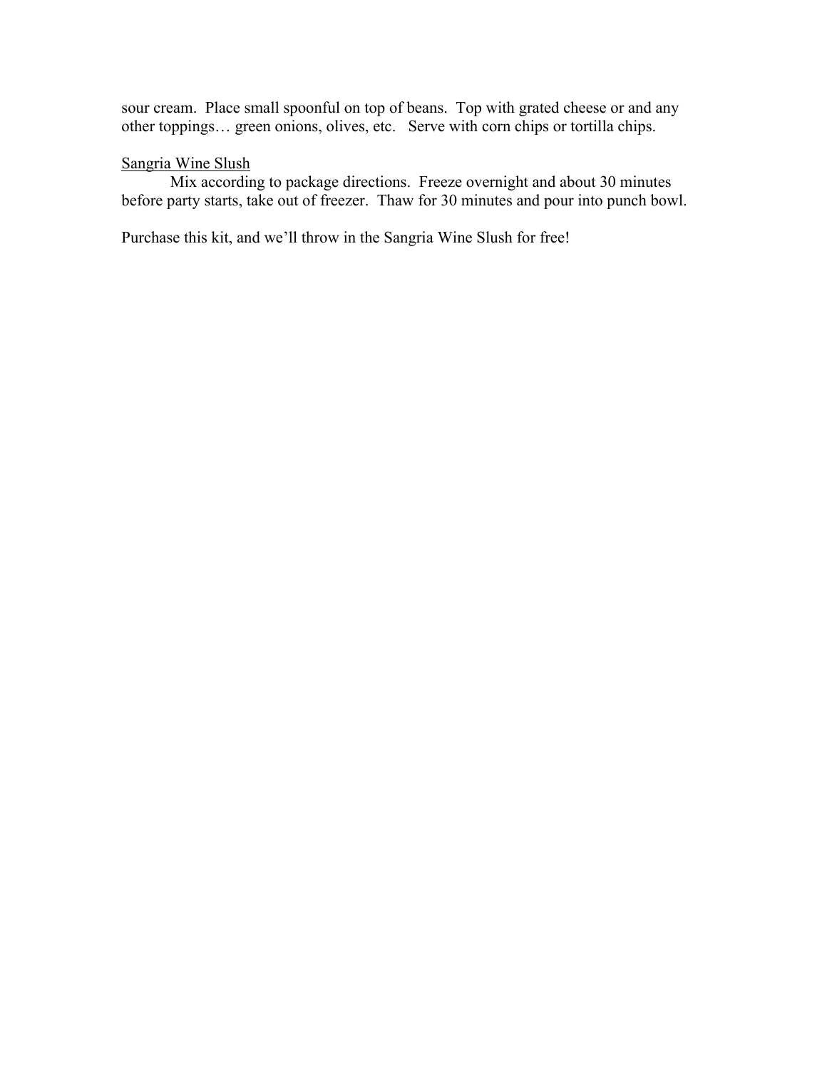sour cream.  Place small spoonful on top of beans.  Top with grated cheese or and any other toppings… green onions, olives, etc.   Serve with corn chips or tortilla chips.

<u>Sangria Wine Slush</u>

Mix according to package directions.  Freeze overnight and about 30 minutes before party starts, take out of freezer.  Thaw for 30 minutes and pour into punch bowl.

Purchase this kit, and we'll throw in the Sangria Wine Slush for free!